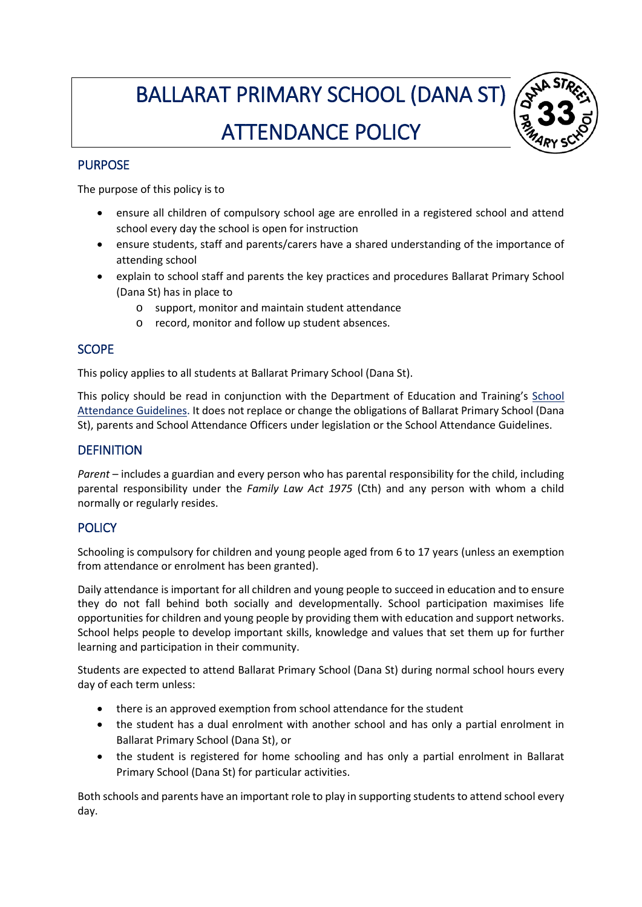# BALLARAT PRIMARY SCHOOL (DANA ST)
# ATTENDANCE POLICY

## PURPOSE

The purpose of this policy is to

- ensure all children of compulsory school age are enrolled in a registered school and attend school every day the school is open for instruction
- ensure students, staff and parents/carers have a shared understanding of the importance of attending school
- explain to school staff and parents the key practices and procedures Ballarat Primary School (Dana St) has in place to
  - support, monitor and maintain student attendance
  - record, monitor and follow up student absences.

## SCOPE

This policy applies to all students at Ballarat Primary School (Dana St).

This policy should be read in conjunction with the Department of Education and Training's School Attendance Guidelines. It does not replace or change the obligations of Ballarat Primary School (Dana St), parents and School Attendance Officers under legislation or the School Attendance Guidelines.

## DEFINITION

*Parent* – includes a guardian and every person who has parental responsibility for the child, including parental responsibility under the *Family Law Act 1975* (Cth) and any person with whom a child normally or regularly resides.

## POLICY

Schooling is compulsory for children and young people aged from 6 to 17 years (unless an exemption from attendance or enrolment has been granted).

Daily attendance is important for all children and young people to succeed in education and to ensure they do not fall behind both socially and developmentally. School participation maximises life opportunities for children and young people by providing them with education and support networks. School helps people to develop important skills, knowledge and values that set them up for further learning and participation in their community.

Students are expected to attend Ballarat Primary School (Dana St) during normal school hours every day of each term unless:

- there is an approved exemption from school attendance for the student
- the student has a dual enrolment with another school and has only a partial enrolment in Ballarat Primary School (Dana St), or
- the student is registered for home schooling and has only a partial enrolment in Ballarat Primary School (Dana St) for particular activities.

Both schools and parents have an important role to play in supporting students to attend school every day.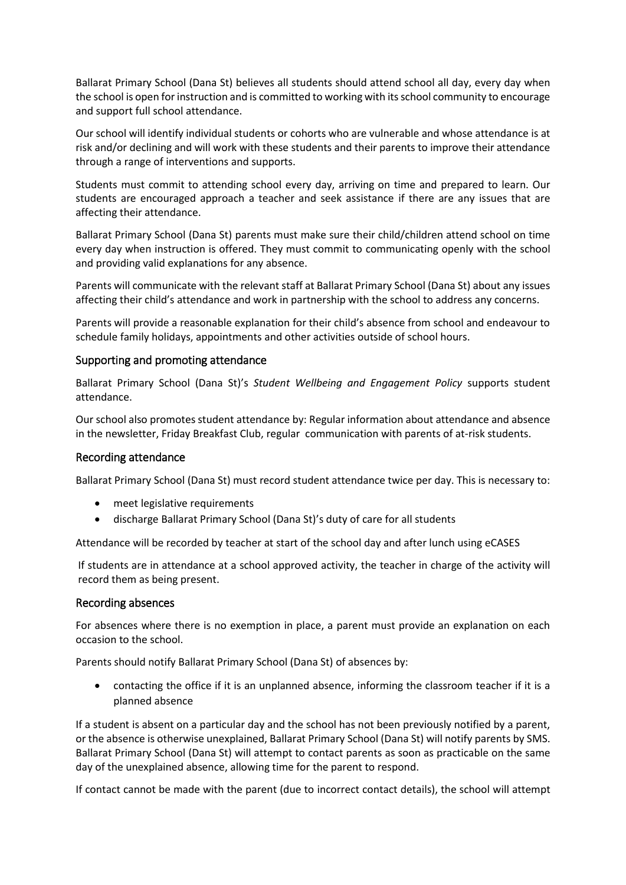Ballarat Primary School (Dana St) believes all students should attend school all day, every day when the school is open for instruction and is committed to working with its school community to encourage and support full school attendance.

Our school will identify individual students or cohorts who are vulnerable and whose attendance is at risk and/or declining and will work with these students and their parents to improve their attendance through a range of interventions and supports.

Students must commit to attending school every day, arriving on time and prepared to learn. Our students are encouraged approach a teacher and seek assistance if there are any issues that are affecting their attendance.

Ballarat Primary School (Dana St) parents must make sure their child/children attend school on time every day when instruction is offered. They must commit to communicating openly with the school and providing valid explanations for any absence.

Parents will communicate with the relevant staff at Ballarat Primary School (Dana St) about any issues affecting their child's attendance and work in partnership with the school to address any concerns.

Parents will provide a reasonable explanation for their child's absence from school and endeavour to schedule family holidays, appointments and other activities outside of school hours.

### Supporting and promoting attendance

Ballarat Primary School (Dana St)'s *Student Wellbeing and Engagement Policy* supports student attendance.

Our school also promotes student attendance by: Regular information about attendance and absence in the newsletter, Friday Breakfast Club, regular communication with parents of at-risk students.

### Recording attendance

Ballarat Primary School (Dana St) must record student attendance twice per day. This is necessary to:

- meet legislative requirements
- discharge Ballarat Primary School (Dana St)'s duty of care for all students

Attendance will be recorded by teacher at start of the school day and after lunch using eCASES

If students are in attendance at a school approved activity, the teacher in charge of the activity will record them as being present.

### Recording absences

For absences where there is no exemption in place, a parent must provide an explanation on each occasion to the school.

Parents should notify Ballarat Primary School (Dana St) of absences by:

- contacting the office if it is an unplanned absence, informing the classroom teacher if it is a planned absence

If a student is absent on a particular day and the school has not been previously notified by a parent, or the absence is otherwise unexplained, Ballarat Primary School (Dana St) will notify parents by SMS. Ballarat Primary School (Dana St) will attempt to contact parents as soon as practicable on the same day of the unexplained absence, allowing time for the parent to respond.

If contact cannot be made with the parent (due to incorrect contact details), the school will attempt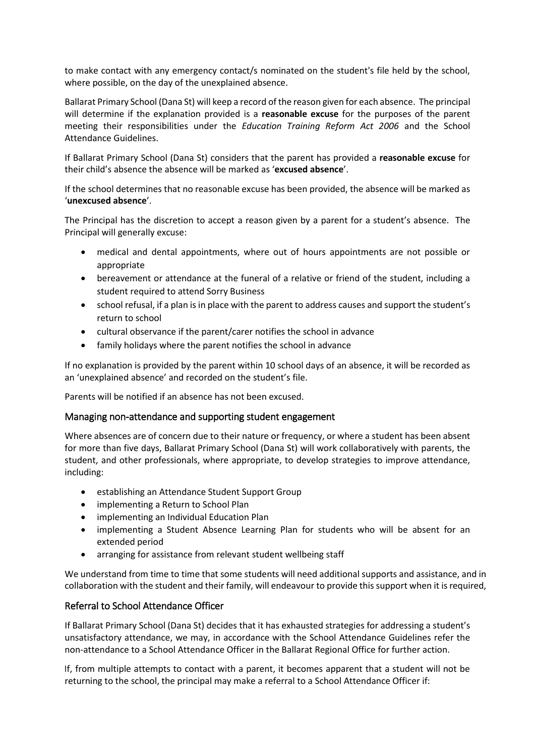to make contact with any emergency contact/s nominated on the student's file held by the school, where possible, on the day of the unexplained absence.

Ballarat Primary School (Dana St) will keep a record of the reason given for each absence. The principal will determine if the explanation provided is a **reasonable excuse** for the purposes of the parent meeting their responsibilities under the *Education Training Reform Act 2006* and the School Attendance Guidelines.

If Ballarat Primary School (Dana St) considers that the parent has provided a **reasonable excuse** for their child's absence the absence will be marked as '**excused absence**'.

If the school determines that no reasonable excuse has been provided, the absence will be marked as '**unexcused absence**'.

The Principal has the discretion to accept a reason given by a parent for a student's absence. The Principal will generally excuse:

- medical and dental appointments, where out of hours appointments are not possible or appropriate
- bereavement or attendance at the funeral of a relative or friend of the student, including a student required to attend Sorry Business
- school refusal, if a plan is in place with the parent to address causes and support the student's return to school
- cultural observance if the parent/carer notifies the school in advance
- family holidays where the parent notifies the school in advance

If no explanation is provided by the parent within 10 school days of an absence, it will be recorded as an 'unexplained absence' and recorded on the student's file.

Parents will be notified if an absence has not been excused.

## Managing non-attendance and supporting student engagement

Where absences are of concern due to their nature or frequency, or where a student has been absent for more than five days, Ballarat Primary School (Dana St) will work collaboratively with parents, the student, and other professionals, where appropriate, to develop strategies to improve attendance, including:

- establishing an Attendance Student Support Group
- implementing a Return to School Plan
- implementing an Individual Education Plan
- implementing a Student Absence Learning Plan for students who will be absent for an extended period
- arranging for assistance from relevant student wellbeing staff

We understand from time to time that some students will need additional supports and assistance, and in collaboration with the student and their family, will endeavour to provide this support when it is required,

## Referral to School Attendance Officer

If Ballarat Primary School (Dana St) decides that it has exhausted strategies for addressing a student's unsatisfactory attendance, we may, in accordance with the School Attendance Guidelines refer the non-attendance to a School Attendance Officer in the Ballarat Regional Office for further action.

If, from multiple attempts to contact with a parent, it becomes apparent that a student will not be returning to the school, the principal may make a referral to a School Attendance Officer if: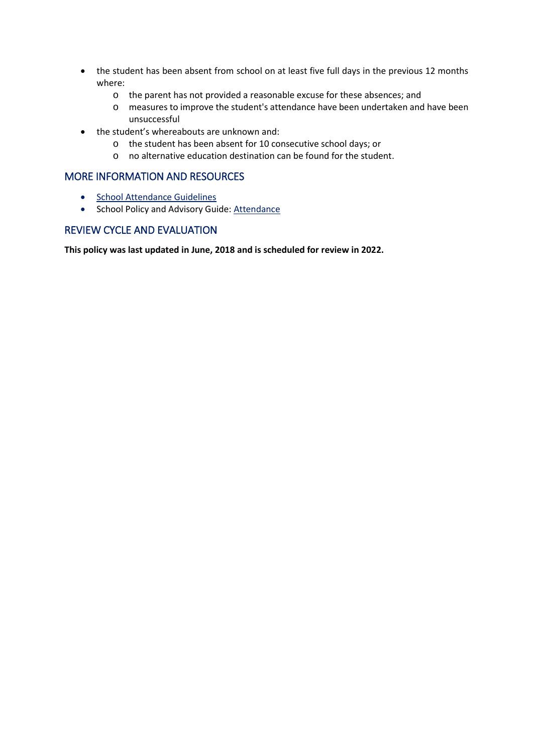- the student has been absent from school on at least five full days in the previous 12 months where:
  - the parent has not provided a reasonable excuse for these absences; and
  - measures to improve the student's attendance have been undertaken and have been unsuccessful
- the student's whereabouts are unknown and:
  - the student has been absent for 10 consecutive school days; or
  - no alternative education destination can be found for the student.

## MORE INFORMATION AND RESOURCES

- School Attendance Guidelines
- School Policy and Advisory Guide: Attendance

## REVIEW CYCLE AND EVALUATION

**This policy was last updated in June, 2018 and is scheduled for review in 2022.**